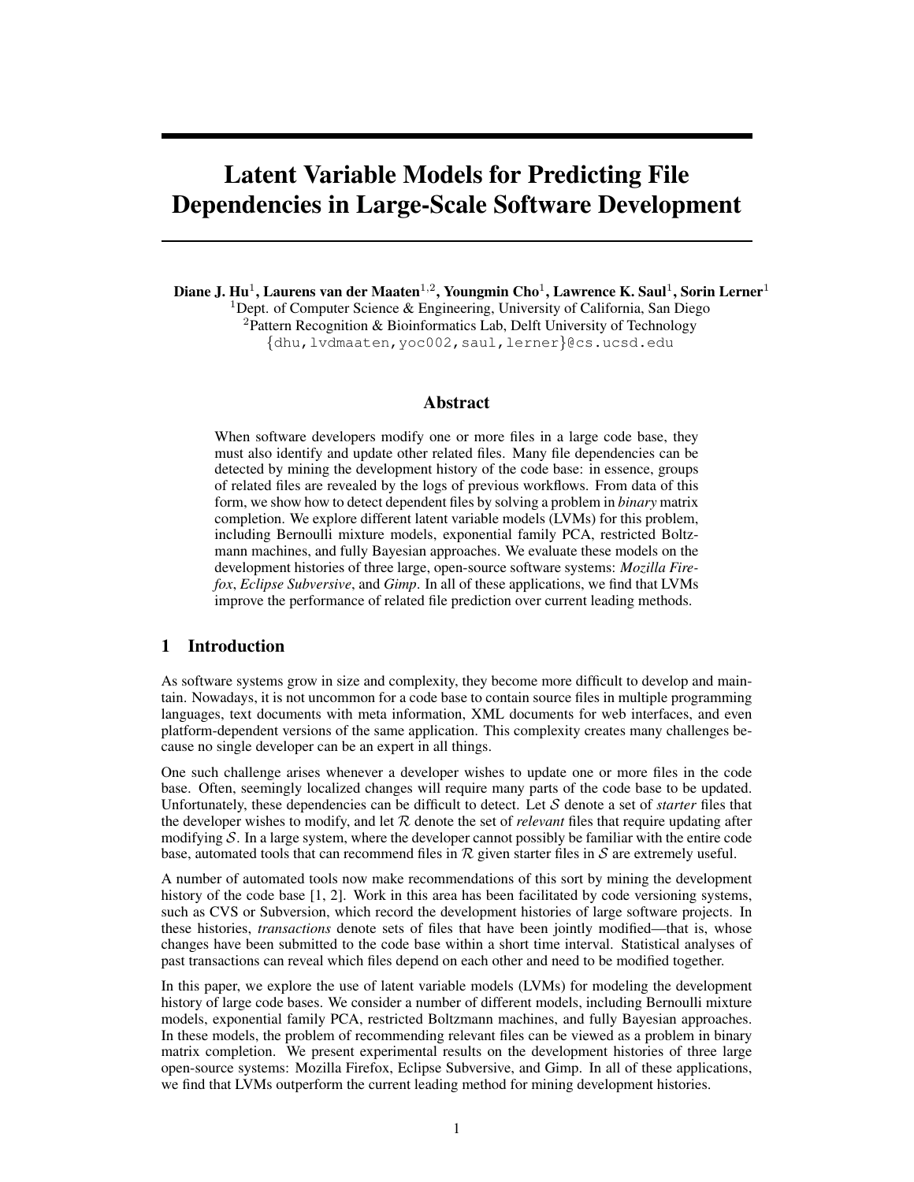# Latent Variable Models for Predicting File Dependencies in Large-Scale Software Development

**Diane J. Hu[1], Laurens van der Maaten[1,2], Youngmin Cho[1], Lawrence K. Saul[1], Sorin Lerner[1]**
[1]Dept. of Computer Science & Engineering, University of California, San Diego
[2]Pattern Recognition & Bioinformatics Lab, Delft University of Technology
{dhu,lvdmaaten,yoc002,saul,lerner}@cs.ucsd.edu

## Abstract

When software developers modify one or more files in a large code base, they must also identify and update other related files. Many file dependencies can be detected by mining the development history of the code base: in essence, groups of related files are revealed by the logs of previous workflows. From data of this form, we show how to detect dependent files by solving a problem in *binary* matrix completion. We explore different latent variable models (LVMs) for this problem, including Bernoulli mixture models, exponential family PCA, restricted Boltzmann machines, and fully Bayesian approaches. We evaluate these models on the development histories of three large, open-source software systems: *Mozilla Firefox*, *Eclipse Subversive*, and *Gimp*. In all of these applications, we find that LVMs improve the performance of related file prediction over current leading methods.

## 1 Introduction

As software systems grow in size and complexity, they become more difficult to develop and maintain. Nowadays, it is not uncommon for a code base to contain source files in multiple programming languages, text documents with meta information, XML documents for web interfaces, and even platform-dependent versions of the same application. This complexity creates many challenges because no single developer can be an expert in all things.

One such challenge arises whenever a developer wishes to update one or more files in the code base. Often, seemingly localized changes will require many parts of the code base to be updated. Unfortunately, these dependencies can be difficult to detect. Let $\mathcal{S}$ denote a set of *starter* files that the developer wishes to modify, and let $\mathcal{R}$ denote the set of *relevant* files that require updating after modifying $\mathcal{S}$. In a large system, where the developer cannot possibly be familiar with the entire code base, automated tools that can recommend files in $\mathcal{R}$ given starter files in $\mathcal{S}$ are extremely useful.

A number of automated tools now make recommendations of this sort by mining the development history of the code base [1, 2]. Work in this area has been facilitated by code versioning systems, such as CVS or Subversion, which record the development histories of large software projects. In these histories, *transactions* denote sets of files that have been jointly modified—that is, whose changes have been submitted to the code base within a short time interval. Statistical analyses of past transactions can reveal which files depend on each other and need to be modified together.

In this paper, we explore the use of latent variable models (LVMs) for modeling the development history of large code bases. We consider a number of different models, including Bernoulli mixture models, exponential family PCA, restricted Boltzmann machines, and fully Bayesian approaches. In these models, the problem of recommending relevant files can be viewed as a problem in binary matrix completion. We present experimental results on the development histories of three large open-source systems: Mozilla Firefox, Eclipse Subversive, and Gimp. In all of these applications, we find that LVMs outperform the current leading method for mining development histories.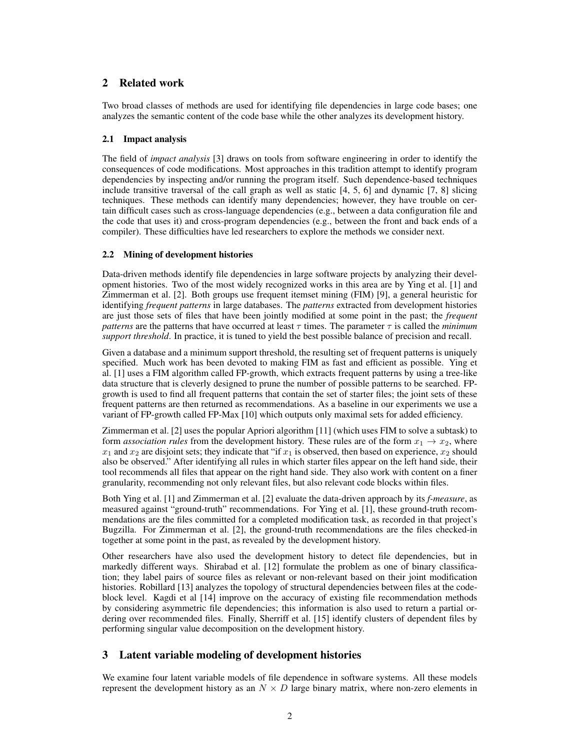## 2 Related work

Two broad classes of methods are used for identifying file dependencies in large code bases; one analyzes the semantic content of the code base while the other analyzes its development history.

### 2.1 Impact analysis

The field of *impact analysis* [3] draws on tools from software engineering in order to identify the consequences of code modifications. Most approaches in this tradition attempt to identify program dependencies by inspecting and/or running the program itself. Such dependence-based techniques include transitive traversal of the call graph as well as static [4, 5, 6] and dynamic [7, 8] slicing techniques. These methods can identify many dependencies; however, they have trouble on certain difficult cases such as cross-language dependencies (e.g., between a data configuration file and the code that uses it) and cross-program dependencies (e.g., between the front and back ends of a compiler). These difficulties have led researchers to explore the methods we consider next.

### 2.2 Mining of development histories

Data-driven methods identify file dependencies in large software projects by analyzing their development histories. Two of the most widely recognized works in this area are by Ying et al. [1] and Zimmerman et al. [2]. Both groups use frequent itemset mining (FIM) [9], a general heuristic for identifying *frequent patterns* in large databases. The *patterns* extracted from development histories are just those sets of files that have been jointly modified at some point in the past; the *frequent patterns* are the patterns that have occurred at least $\tau$ times. The parameter $\tau$ is called the *minimum support threshold*. In practice, it is tuned to yield the best possible balance of precision and recall.

Given a database and a minimum support threshold, the resulting set of frequent patterns is uniquely specified. Much work has been devoted to making FIM as fast and efficient as possible. Ying et al. [1] uses a FIM algorithm called FP-growth, which extracts frequent patterns by using a tree-like data structure that is cleverly designed to prune the number of possible patterns to be searched. FP-growth is used to find all frequent patterns that contain the set of starter files; the joint sets of these frequent patterns are then returned as recommendations. As a baseline in our experiments we use a variant of FP-growth called FP-Max [10] which outputs only maximal sets for added efficiency.

Zimmerman et al. [2] uses the popular Apriori algorithm [11] (which uses FIM to solve a subtask) to form *association rules* from the development history. These rules are of the form $x_1 \rightarrow x_2$, where $x_1$ and $x_2$ are disjoint sets; they indicate that "if $x_1$ is observed, then based on experience, $x_2$ should also be observed." After identifying all rules in which starter files appear on the left hand side, their tool recommends all files that appear on the right hand side. They also work with content on a finer granularity, recommending not only relevant files, but also relevant code blocks within files.

Both Ying et al. [1] and Zimmerman et al. [2] evaluate the data-driven approach by its *f-measure*, as measured against "ground-truth" recommendations. For Ying et al. [1], these ground-truth recommendations are the files committed for a completed modification task, as recorded in that project's Bugzilla. For Zimmerman et al. [2], the ground-truth recommendations are the files checked-in together at some point in the past, as revealed by the development history.

Other researchers have also used the development history to detect file dependencies, but in markedly different ways. Shirabad et al. [12] formulate the problem as one of binary classification; they label pairs of source files as relevant or non-relevant based on their joint modification histories. Robillard [13] analyzes the topology of structural dependencies between files at the code-block level. Kagdi et al [14] improve on the accuracy of existing file recommendation methods by considering asymmetric file dependencies; this information is also used to return a partial ordering over recommended files. Finally, Sherriff et al. [15] identify clusters of dependent files by performing singular value decomposition on the development history.

## 3 Latent variable modeling of development histories

We examine four latent variable models of file dependence in software systems. All these models represent the development history as an $N \times D$ large binary matrix, where non-zero elements in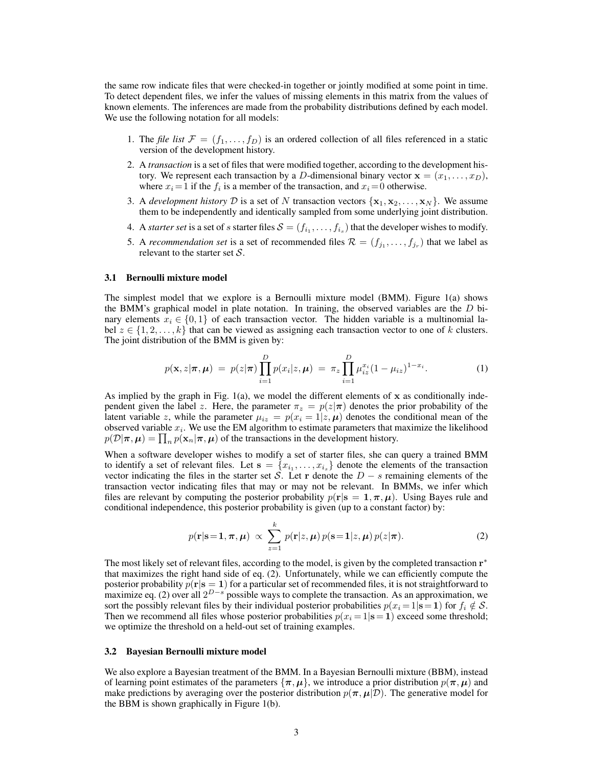the same row indicate files that were checked-in together or jointly modified at some point in time. To detect dependent files, we infer the values of missing elements in this matrix from the values of known elements. The inferences are made from the probability distributions defined by each model. We use the following notation for all models:

1. The *file list* $\mathcal{F} = (f_1, \ldots, f_D)$ is an ordered collection of all files referenced in a static version of the development history.
2. A *transaction* is a set of files that were modified together, according to the development history. We represent each transaction by a $D$-dimensional binary vector $\mathbf{x} = (x_1, \ldots, x_D)$, where $x_i = 1$ if the $f_i$ is a member of the transaction, and $x_i = 0$ otherwise.
3. A *development history* $\mathcal{D}$ is a set of $N$ transaction vectors $\{\mathbf{x}_1, \mathbf{x}_2, \ldots, \mathbf{x}_N\}$. We assume them to be independently and identically sampled from some underlying joint distribution.
4. A *starter set* is a set of $s$ starter files $\mathcal{S} = (f_{i_1}, \ldots, f_{i_s})$ that the developer wishes to modify.
5. A *recommendation set* is a set of recommended files $\mathcal{R} = (f_{j_1}, \ldots, f_{j_r})$ that we label as relevant to the starter set $\mathcal{S}$.

### 3.1 Bernoulli mixture model

The simplest model that we explore is a Bernoulli mixture model (BMM). Figure 1(a) shows the BMM's graphical model in plate notation. In training, the observed variables are the $D$ binary elements $x_i \in \{0, 1\}$ of each transaction vector. The hidden variable is a multinomial label $z \in \{1, 2, \ldots, k\}$ that can be viewed as assigning each transaction vector to one of $k$ clusters. The joint distribution of the BMM is given by:

$$p(\mathbf{x}, z|\boldsymbol{\pi}, \boldsymbol{\mu}) \;=\; p(z|\boldsymbol{\pi}) \prod_{i=1}^{D} p(x_i|z, \boldsymbol{\mu}) \;=\; \pi_z \prod_{i=1}^{D} \mu_{iz}^{x_i} (1 - \mu_{iz})^{1-x_i}. \tag{1}$$

As implied by the graph in Fig. 1(a), we model the different elements of $\mathbf{x}$ as conditionally independent given the label $z$. Here, the parameter $\pi_z = p(z|\boldsymbol{\pi})$ denotes the prior probability of the latent variable $z$, while the parameter $\mu_{iz} = p(x_i = 1|z, \boldsymbol{\mu})$ denotes the conditional mean of the observed variable $x_i$. We use the EM algorithm to estimate parameters that maximize the likelihood $p(\mathcal{D}|\boldsymbol{\pi}, \boldsymbol{\mu}) = \prod_n p(\mathbf{x}_n|\boldsymbol{\pi}, \boldsymbol{\mu})$ of the transactions in the development history.

When a software developer wishes to modify a set of starter files, she can query a trained BMM to identify a set of relevant files. Let $\mathbf{s} = \{x_{i_1}, \ldots, x_{i_s}\}$ denote the elements of the transaction vector indicating the files in the starter set $\mathcal{S}$. Let $\mathbf{r}$ denote the $D - s$ remaining elements of the transaction vector indicating files that may or may not be relevant. In BMMs, we infer which files are relevant by computing the posterior probability $p(\mathbf{r}|\mathbf{s} = \mathbf{1}, \boldsymbol{\pi}, \boldsymbol{\mu})$. Using Bayes rule and conditional independence, this posterior probability is given (up to a constant factor) by:

$$p(\mathbf{r}|\mathbf{s}=\mathbf{1}, \boldsymbol{\pi}, \boldsymbol{\mu}) \;\propto\; \sum_{z=1}^{k} p(\mathbf{r}|z, \boldsymbol{\mu})\, p(\mathbf{s}=\mathbf{1}|z, \boldsymbol{\mu})\, p(z|\boldsymbol{\pi}). \tag{2}$$

The most likely set of relevant files, according to the model, is given by the completed transaction $\mathbf{r}^*$ that maximizes the right hand side of eq. (2). Unfortunately, while we can efficiently compute the posterior probability $p(\mathbf{r}|\mathbf{s} = \mathbf{1})$ for a particular set of recommended files, it is not straightforward to maximize eq. (2) over all $2^{D-s}$ possible ways to complete the transaction. As an approximation, we sort the possibly relevant files by their individual posterior probabilities $p(x_i = 1|\mathbf{s} = \mathbf{1})$ for $f_i \notin \mathcal{S}$. Then we recommend all files whose posterior probabilities $p(x_i = 1|\mathbf{s} = \mathbf{1})$ exceed some threshold; we optimize the threshold on a held-out set of training examples.

### 3.2 Bayesian Bernoulli mixture model

We also explore a Bayesian treatment of the BMM. In a Bayesian Bernoulli mixture (BBM), instead of learning point estimates of the parameters $\{\boldsymbol{\pi}, \boldsymbol{\mu}\}$, we introduce a prior distribution $p(\boldsymbol{\pi}, \boldsymbol{\mu})$ and make predictions by averaging over the posterior distribution $p(\boldsymbol{\pi}, \boldsymbol{\mu}|\mathcal{D})$. The generative model for the BBM is shown graphically in Figure 1(b).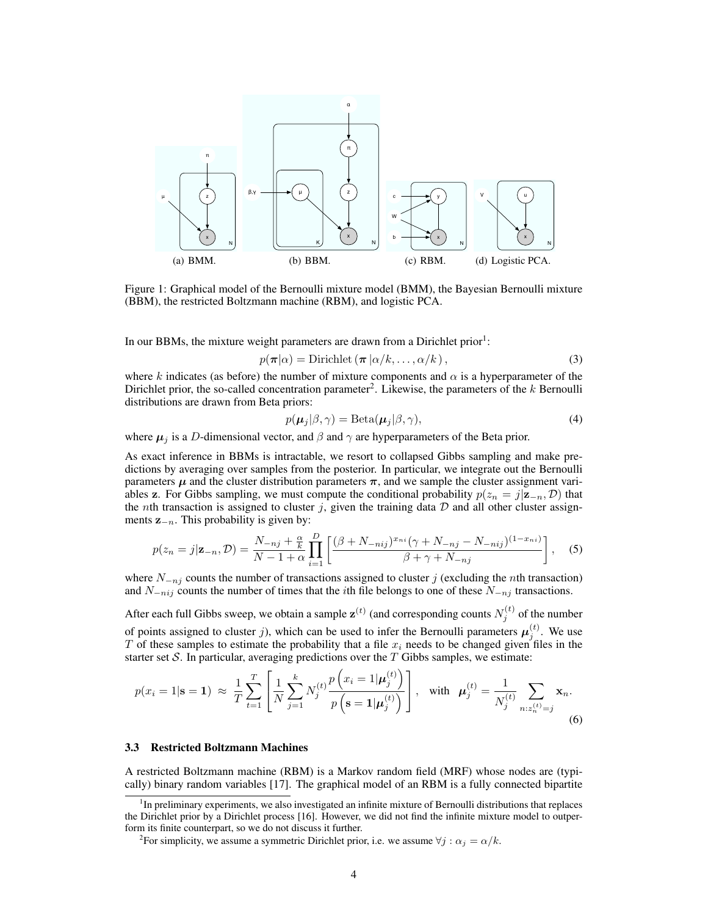(a) BMM. (b) BBM. (c) RBM. (d) Logistic PCA.

Figure 1: Graphical model of the Bernoulli mixture model (BMM), the Bayesian Bernoulli mixture (BBM), the restricted Boltzmann machine (RBM), and logistic PCA.

In our BBMs, the mixture weight parameters are drawn from a Dirichlet prior[1]:

$$p(\boldsymbol{\pi}|\alpha) = \text{Dirichlet}\left(\boldsymbol{\pi}\,|\alpha/k, \ldots, \alpha/k\right), \tag{3}$$

where $k$ indicates (as before) the number of mixture components and $\alpha$ is a hyperparameter of the Dirichlet prior, the so-called concentration parameter[2]. Likewise, the parameters of the $k$ Bernoulli distributions are drawn from Beta priors:

$$p(\boldsymbol{\mu}_j|\beta, \gamma) = \text{Beta}(\boldsymbol{\mu}_j|\beta, \gamma), \tag{4}$$

where $\boldsymbol{\mu}_j$ is a $D$-dimensional vector, and $\beta$ and $\gamma$ are hyperparameters of the Beta prior.

As exact inference in BBMs is intractable, we resort to collapsed Gibbs sampling and make predictions by averaging over samples from the posterior. In particular, we integrate out the Bernoulli parameters $\boldsymbol{\mu}$ and the cluster distribution parameters $\boldsymbol{\pi}$, and we sample the cluster assignment variables $\mathbf{z}$. For Gibbs sampling, we must compute the conditional probability $p(z_n = j|\mathbf{z}_{-n}, \mathcal{D})$ that the $n$th transaction is assigned to cluster $j$, given the training data $\mathcal{D}$ and all other cluster assignments $\mathbf{z}_{-n}$. This probability is given by:

$$p(z_n = j|\mathbf{z}_{-n}, \mathcal{D}) = \frac{N_{-nj} + \frac{\alpha}{k}}{N - 1 + \alpha} \prod_{i=1}^{D} \left[ \frac{(\beta + N_{-nij})^{x_{ni}} (\gamma + N_{-nj} - N_{-nij})^{(1-x_{ni})}}{\beta + \gamma + N_{-nj}} \right], \tag{5}$$

where $N_{-nj}$ counts the number of transactions assigned to cluster $j$ (excluding the $n$th transaction) and $N_{-nij}$ counts the number of times that the $i$th file belongs to one of these $N_{-nj}$ transactions.

After each full Gibbs sweep, we obtain a sample $\mathbf{z}^{(t)}$ (and corresponding counts $N_j^{(t)}$ of the number of points assigned to cluster $j$), which can be used to infer the Bernoulli parameters $\boldsymbol{\mu}_j^{(t)}$. We use $T$ of these samples to estimate the probability that a file $x_i$ needs to be changed given files in the starter set $\mathcal{S}$. In particular, averaging predictions over the $T$ Gibbs samples, we estimate:

$$p(x_i = 1|\mathbf{s} = \mathbf{1}) \;\approx\; \frac{1}{T} \sum_{t=1}^{T} \left[ \frac{1}{N} \sum_{j=1}^{k} N_j^{(t)} \frac{p\left(x_i = 1|\boldsymbol{\mu}_j^{(t)}\right)}{p\left(\mathbf{s} = \mathbf{1}|\boldsymbol{\mu}_j^{(t)}\right)} \right], \quad \text{with} \quad \boldsymbol{\mu}_j^{(t)} = \frac{1}{N_j^{(t)}} \sum_{n: z_n^{(t)} = j} \mathbf{x}_n. \tag{6}$$

### 3.3 Restricted Boltzmann Machines

A restricted Boltzmann machine (RBM) is a Markov random field (MRF) whose nodes are (typically) binary random variables [17]. The graphical model of an RBM is a fully connected bipartite

[1] In preliminary experiments, we also investigated an infinite mixture of Bernoulli distributions that replaces the Dirichlet prior by a Dirichlet process [16]. However, we did not find the infinite mixture model to outperform its finite counterpart, so we do not discuss it further.

[2] For simplicity, we assume a symmetric Dirichlet prior, i.e. we assume $\forall j : \alpha_j = \alpha/k$.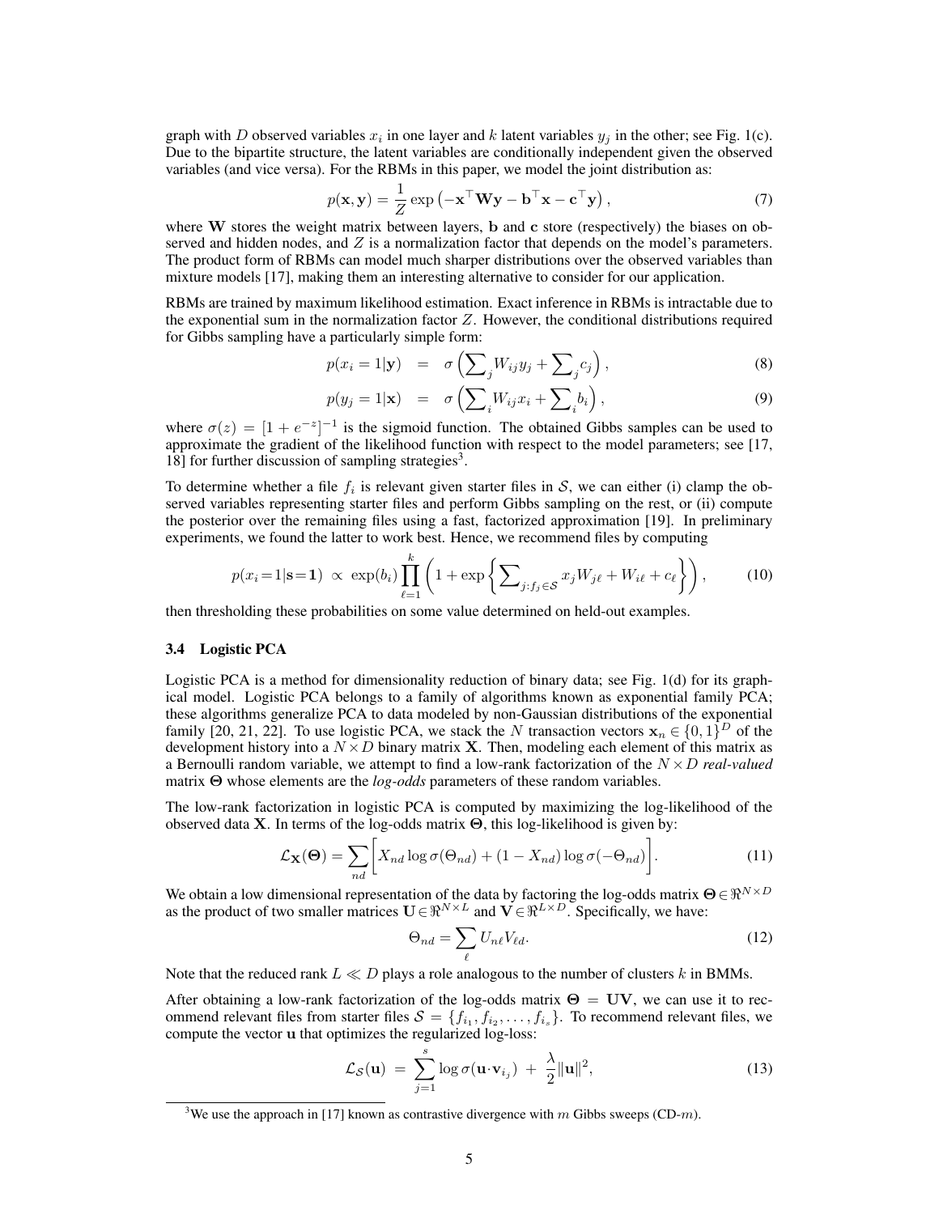graph with $D$ observed variables $x_i$ in one layer and $k$ latent variables $y_j$ in the other; see Fig. 1(c). Due to the bipartite structure, the latent variables are conditionally independent given the observed variables (and vice versa). For the RBMs in this paper, we model the joint distribution as:

$$p(\mathbf{x}, \mathbf{y}) = \frac{1}{Z} \exp\left(-\mathbf{x}^\top \mathbf{W} \mathbf{y} - \mathbf{b}^\top \mathbf{x} - \mathbf{c}^\top \mathbf{y}\right), \tag{7}$$

where $\mathbf{W}$ stores the weight matrix between layers, $\mathbf{b}$ and $\mathbf{c}$ store (respectively) the biases on observed and hidden nodes, and $Z$ is a normalization factor that depends on the model's parameters. The product form of RBMs can model much sharper distributions over the observed variables than mixture models [17], making them an interesting alternative to consider for our application.

RBMs are trained by maximum likelihood estimation. Exact inference in RBMs is intractable due to the exponential sum in the normalization factor $Z$. However, the conditional distributions required for Gibbs sampling have a particularly simple form:

$$p(x_i = 1|\mathbf{y}) \;=\; \sigma\left(\sum\nolimits_j W_{ij} y_j + \sum\nolimits_j c_j\right), \tag{8}$$

$$p(y_j = 1|\mathbf{x}) \;=\; \sigma\left(\sum\nolimits_i W_{ij} x_i + \sum\nolimits_i b_i\right), \tag{9}$$

where $\sigma(z) = [1 + e^{-z}]^{-1}$ is the sigmoid function. The obtained Gibbs samples can be used to approximate the gradient of the likelihood function with respect to the model parameters; see [17, 18] for further discussion of sampling strategies[3].

To determine whether a file $f_i$ is relevant given starter files in $\mathcal{S}$, we can either (i) clamp the observed variables representing starter files and perform Gibbs sampling on the rest, or (ii) compute the posterior over the remaining files using a fast, factorized approximation [19]. In preliminary experiments, we found the latter to work best. Hence, we recommend files by computing

$$p(x_i = 1|\mathbf{s} = \mathbf{1}) \;\propto\; \exp(b_i) \prod_{\ell=1}^{k} \left(1 + \exp\left\{\sum\nolimits_{j: f_j \in \mathcal{S}} x_j W_{j\ell} + W_{i\ell} + c_\ell\right\}\right), \tag{10}$$

then thresholding these probabilities on some value determined on held-out examples.

### 3.4 Logistic PCA

Logistic PCA is a method for dimensionality reduction of binary data; see Fig. 1(d) for its graphical model. Logistic PCA belongs to a family of algorithms known as exponential family PCA; these algorithms generalize PCA to data modeled by non-Gaussian distributions of the exponential family [20, 21, 22]. To use logistic PCA, we stack the $N$ transaction vectors $\mathbf{x}_n \in \{0,1\}^D$ of the development history into a $N \times D$ binary matrix $\mathbf{X}$. Then, modeling each element of this matrix as a Bernoulli random variable, we attempt to find a low-rank factorization of the $N \times D$ *real-valued* matrix $\mathbf{\Theta}$ whose elements are the *log-odds* parameters of these random variables.

The low-rank factorization in logistic PCA is computed by maximizing the log-likelihood of the observed data $\mathbf{X}$. In terms of the log-odds matrix $\mathbf{\Theta}$, this log-likelihood is given by:

$$\mathcal{L}_{\mathbf{X}}(\mathbf{\Theta}) = \sum_{nd} \Big[ X_{nd} \log \sigma(\Theta_{nd}) + (1 - X_{nd}) \log \sigma(-\Theta_{nd}) \Big]. \tag{11}$$

We obtain a low dimensional representation of the data by factoring the log-odds matrix $\mathbf{\Theta} \in \Re^{N \times D}$ as the product of two smaller matrices $\mathbf{U} \in \Re^{N \times L}$ and $\mathbf{V} \in \Re^{L \times D}$. Specifically, we have:

$$\Theta_{nd} = \sum_{\ell} U_{n\ell} V_{\ell d}. \tag{12}$$

Note that the reduced rank $L \ll D$ plays a role analogous to the number of clusters $k$ in BMMs.

After obtaining a low-rank factorization of the log-odds matrix $\mathbf{\Theta} = \mathbf{UV}$, we can use it to recommend relevant files from starter files $\mathcal{S} = \{f_{i_1}, f_{i_2}, \ldots, f_{i_s}\}$. To recommend relevant files, we compute the vector $\mathbf{u}$ that optimizes the regularized log-loss:

$$\mathcal{L}_{\mathcal{S}}(\mathbf{u}) \;=\; \sum_{j=1}^{s} \log \sigma(\mathbf{u} \cdot \mathbf{v}_{i_j}) \;+\; \frac{\lambda}{2} \|\mathbf{u}\|^2, \tag{13}$$

[3] We use the approach in [17] known as contrastive divergence with $m$ Gibbs sweeps (CD-$m$).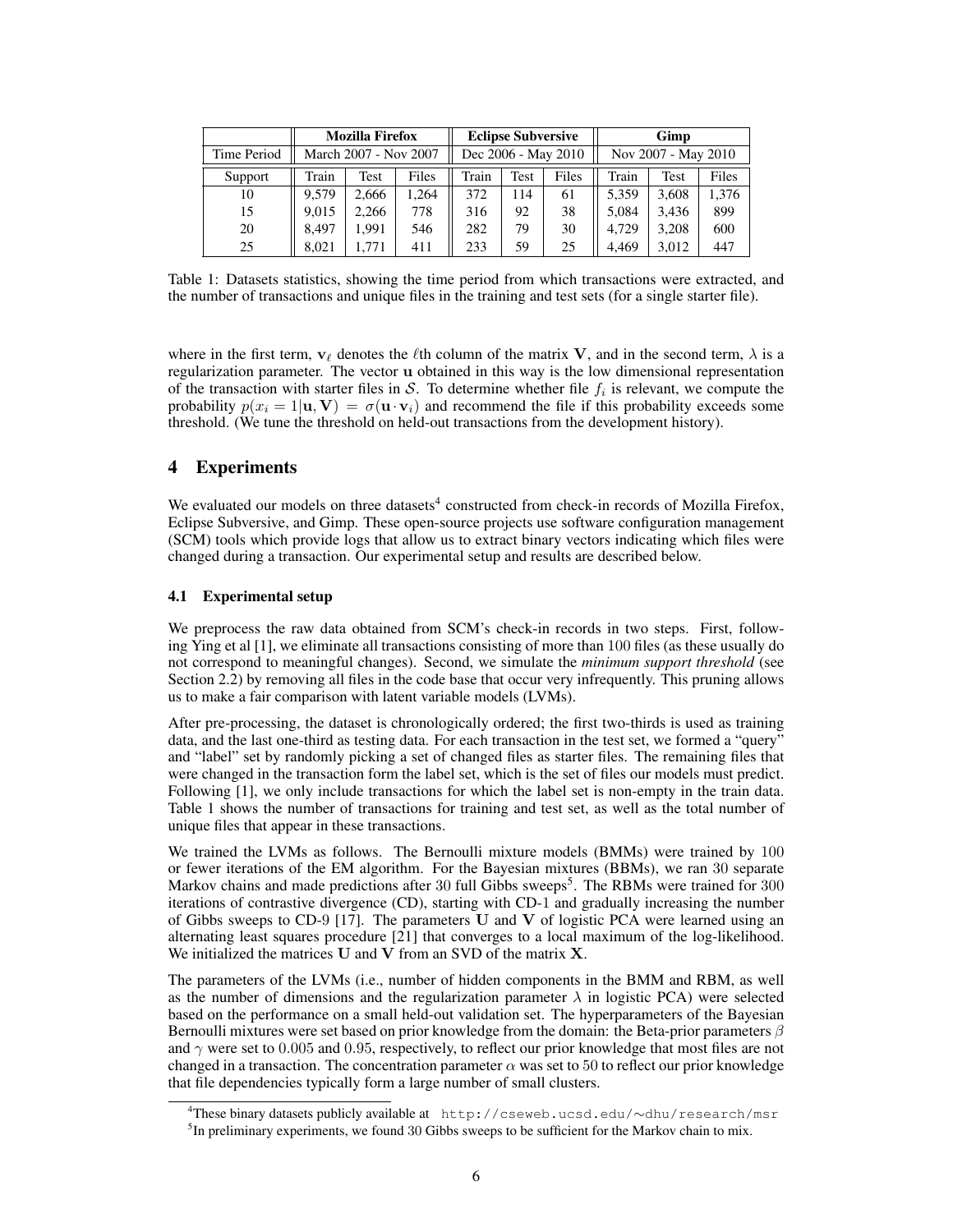| | Mozilla Firefox | | | Eclipse Subversive | | | Gimp | | |
|---|---|---|---|---|---|---|---|---|---|
| Time Period | March 2007 - Nov 2007 | | | Dec 2006 - May 2010 | | | Nov 2007 - May 2010 | | |
| Support | Train | Test | Files | Train | Test | Files | Train | Test | Files |
| 10 | 9,579 | 2,666 | 1,264 | 372 | 114 | 61 | 5,359 | 3,608 | 1,376 |
| 15 | 9,015 | 2,266 | 778 | 316 | 92 | 38 | 5,084 | 3,436 | 899 |
| 20 | 8,497 | 1,991 | 546 | 282 | 79 | 30 | 4,729 | 3,208 | 600 |
| 25 | 8,021 | 1,771 | 411 | 233 | 59 | 25 | 4,469 | 3,012 | 447 |

Table 1: Datasets statistics, showing the time period from which transactions were extracted, and the number of transactions and unique files in the training and test sets (for a single starter file).

where in the first term, $\mathbf{v}_\ell$ denotes the $\ell$th column of the matrix $\mathbf{V}$, and in the second term, $\lambda$ is a regularization parameter. The vector $\mathbf{u}$ obtained in this way is the low dimensional representation of the transaction with starter files in $\mathcal{S}$. To determine whether file $f_i$ is relevant, we compute the probability $p(x_i = 1|\mathbf{u}, \mathbf{V}) = \sigma(\mathbf{u} \cdot \mathbf{v}_i)$ and recommend the file if this probability exceeds some threshold. (We tune the threshold on held-out transactions from the development history).

# 4 Experiments

We evaluated our models on three datasets[4] constructed from check-in records of Mozilla Firefox, Eclipse Subversive, and Gimp. These open-source projects use software configuration management (SCM) tools which provide logs that allow us to extract binary vectors indicating which files were changed during a transaction. Our experimental setup and results are described below.

## 4.1 Experimental setup

We preprocess the raw data obtained from SCM's check-in records in two steps. First, following Ying et al [1], we eliminate all transactions consisting of more than 100 files (as these usually do not correspond to meaningful changes). Second, we simulate the *minimum support threshold* (see Section 2.2) by removing all files in the code base that occur very infrequently. This pruning allows us to make a fair comparison with latent variable models (LVMs).

After pre-processing, the dataset is chronologically ordered; the first two-thirds is used as training data, and the last one-third as testing data. For each transaction in the test set, we formed a "query" and "label" set by randomly picking a set of changed files as starter files. The remaining files that were changed in the transaction form the label set, which is the set of files our models must predict. Following [1], we only include transactions for which the label set is non-empty in the train data. Table 1 shows the number of transactions for training and test set, as well as the total number of unique files that appear in these transactions.

We trained the LVMs as follows. The Bernoulli mixture models (BMMs) were trained by 100 or fewer iterations of the EM algorithm. For the Bayesian mixtures (BBMs), we ran 30 separate Markov chains and made predictions after 30 full Gibbs sweeps[5]. The RBMs were trained for 300 iterations of contrastive divergence (CD), starting with CD-1 and gradually increasing the number of Gibbs sweeps to CD-9 [17]. The parameters $\mathbf{U}$ and $\mathbf{V}$ of logistic PCA were learned using an alternating least squares procedure [21] that converges to a local maximum of the log-likelihood. We initialized the matrices $\mathbf{U}$ and $\mathbf{V}$ from an SVD of the matrix $\mathbf{X}$.

The parameters of the LVMs (i.e., number of hidden components in the BMM and RBM, as well as the number of dimensions and the regularization parameter $\lambda$ in logistic PCA) were selected based on the performance on a small held-out validation set. The hyperparameters of the Bayesian Bernoulli mixtures were set based on prior knowledge from the domain: the Beta-prior parameters $\beta$ and $\gamma$ were set to $0.005$ and $0.95$, respectively, to reflect our prior knowledge that most files are not changed in a transaction. The concentration parameter $\alpha$ was set to $50$ to reflect our prior knowledge that file dependencies typically form a large number of small clusters.

[4] These binary datasets publicly available at http://cseweb.ucsd.edu/~dhu/research/msr

[5] In preliminary experiments, we found 30 Gibbs sweeps to be sufficient for the Markov chain to mix.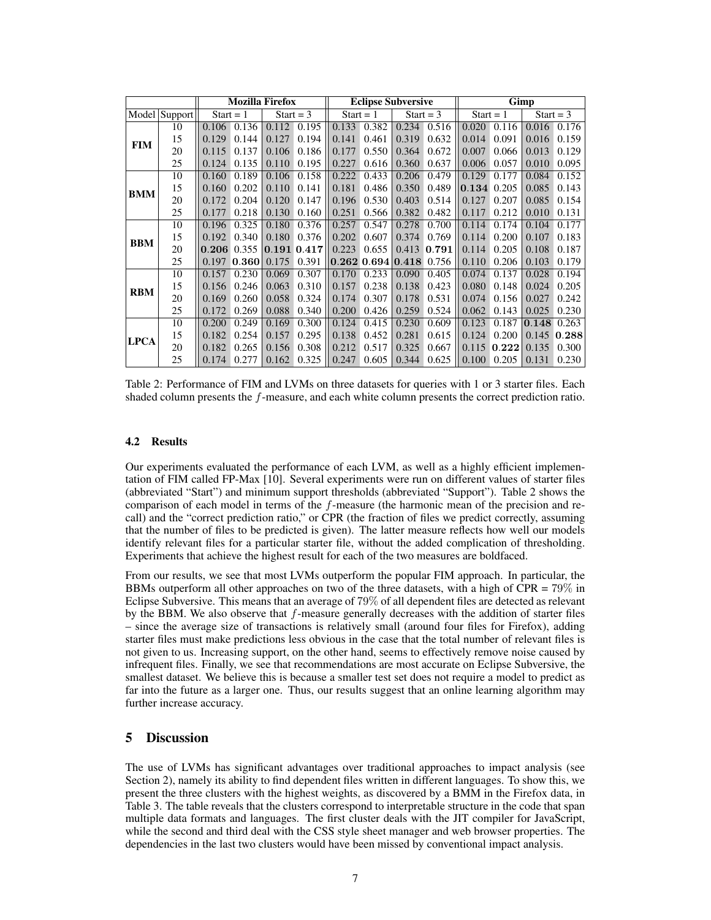| | | Mozilla Firefox | | | | Eclipse Subversive | | | | Gimp | | | |
|---|---|---|---|---|---|---|---|---|---|---|---|---|---|
| Model | Support | Start = 1 | | Start = 3 | | Start = 1 | | Start = 3 | | Start = 1 | | Start = 3 | |
| **FIM** | 10 | 0.106 | 0.136 | 0.112 | 0.195 | 0.133 | 0.382 | 0.234 | 0.516 | 0.020 | 0.116 | 0.016 | 0.176 |
| | 15 | 0.129 | 0.144 | 0.127 | 0.194 | 0.141 | 0.461 | 0.319 | 0.632 | 0.014 | 0.091 | 0.016 | 0.159 |
| | 20 | 0.115 | 0.137 | 0.106 | 0.186 | 0.177 | 0.550 | 0.364 | 0.672 | 0.007 | 0.066 | 0.013 | 0.129 |
| | 25 | 0.124 | 0.135 | 0.110 | 0.195 | 0.227 | 0.616 | 0.360 | 0.637 | 0.006 | 0.057 | 0.010 | 0.095 |
| **BMM** | 10 | 0.160 | 0.189 | 0.106 | 0.158 | 0.222 | 0.433 | 0.206 | 0.479 | 0.129 | 0.177 | 0.084 | 0.152 |
| | 15 | 0.160 | 0.202 | 0.110 | 0.141 | 0.181 | 0.486 | 0.350 | 0.489 | **0.134** | 0.205 | 0.085 | 0.143 |
| | 20 | 0.172 | 0.204 | 0.120 | 0.147 | 0.196 | 0.530 | 0.403 | 0.514 | 0.127 | 0.207 | 0.085 | 0.154 |
| | 25 | 0.177 | 0.218 | 0.130 | 0.160 | 0.251 | 0.566 | 0.382 | 0.482 | 0.117 | 0.212 | 0.010 | 0.131 |
| **BBM** | 10 | 0.196 | 0.325 | 0.180 | 0.376 | 0.257 | 0.547 | 0.278 | 0.700 | 0.114 | 0.174 | 0.104 | 0.177 |
| | 15 | 0.192 | 0.340 | 0.180 | 0.376 | 0.202 | 0.607 | 0.374 | 0.769 | 0.114 | 0.200 | 0.107 | 0.183 |
| | 20 | **0.206** | 0.355 | **0.191** | **0.417** | 0.223 | 0.655 | 0.413 | **0.791** | 0.114 | 0.205 | 0.108 | 0.187 |
| | 25 | 0.197 | **0.360** | 0.175 | 0.391 | **0.262** | **0.694** | **0.418** | 0.756 | 0.110 | 0.206 | 0.103 | 0.179 |
| **RBM** | 10 | 0.157 | 0.230 | 0.069 | 0.307 | 0.170 | 0.233 | 0.090 | 0.405 | 0.074 | 0.137 | 0.028 | 0.194 |
| | 15 | 0.156 | 0.246 | 0.063 | 0.310 | 0.157 | 0.238 | 0.138 | 0.423 | 0.080 | 0.148 | 0.024 | 0.205 |
| | 20 | 0.169 | 0.260 | 0.058 | 0.324 | 0.174 | 0.307 | 0.178 | 0.531 | 0.074 | 0.156 | 0.027 | 0.242 |
| | 25 | 0.172 | 0.269 | 0.088 | 0.340 | 0.200 | 0.426 | 0.259 | 0.524 | 0.062 | 0.143 | 0.025 | 0.230 |
| **LPCA** | 10 | 0.200 | 0.249 | 0.169 | 0.300 | 0.124 | 0.415 | 0.230 | 0.609 | 0.123 | 0.187 | **0.148** | 0.263 |
| | 15 | 0.182 | 0.254 | 0.157 | 0.295 | 0.138 | 0.452 | 0.281 | 0.615 | 0.124 | 0.200 | 0.145 | **0.288** |
| | 20 | 0.182 | 0.265 | 0.156 | 0.308 | 0.212 | 0.517 | 0.325 | 0.667 | 0.115 | **0.222** | 0.135 | 0.300 |
| | 25 | 0.174 | 0.277 | 0.162 | 0.325 | 0.247 | 0.605 | 0.344 | 0.625 | 0.100 | 0.205 | 0.131 | 0.230 |

Table 2: Performance of FIM and LVMs on three datasets for queries with 1 or 3 starter files. Each shaded column presents the $f$-measure, and each white column presents the correct prediction ratio.

### 4.2 Results

Our experiments evaluated the performance of each LVM, as well as a highly efficient implementation of FIM called FP-Max [10]. Several experiments were run on different values of starter files (abbreviated "Start") and minimum support thresholds (abbreviated "Support"). Table 2 shows the comparison of each model in terms of the $f$-measure (the harmonic mean of the precision and recall) and the "correct prediction ratio," or CPR (the fraction of files we predict correctly, assuming that the number of files to be predicted is given). The latter measure reflects how well our models identify relevant files for a particular starter file, without the added complication of thresholding. Experiments that achieve the highest result for each of the two measures are boldfaced.

From our results, we see that most LVMs outperform the popular FIM approach. In particular, the BBMs outperform all other approaches on two of the three datasets, with a high of CPR = 79% in Eclipse Subversive. This means that an average of 79% of all dependent files are detected as relevant by the BBM. We also observe that $f$-measure generally decreases with the addition of starter files – since the average size of transactions is relatively small (around four files for Firefox), adding starter files must make predictions less obvious in the case that the total number of relevant files is not given to us. Increasing support, on the other hand, seems to effectively remove noise caused by infrequent files. Finally, we see that recommendations are most accurate on Eclipse Subversive, the smallest dataset. We believe this is because a smaller test set does not require a model to predict as far into the future as a larger one. Thus, our results suggest that an online learning algorithm may further increase accuracy.

## 5 Discussion

The use of LVMs has significant advantages over traditional approaches to impact analysis (see Section 2), namely its ability to find dependent files written in different languages. To show this, we present the three clusters with the highest weights, as discovered by a BMM in the Firefox data, in Table 3. The table reveals that the clusters correspond to interpretable structure in the code that span multiple data formats and languages. The first cluster deals with the JIT compiler for JavaScript, while the second and third deal with the CSS style sheet manager and web browser properties. The dependencies in the last two clusters would have been missed by conventional impact analysis.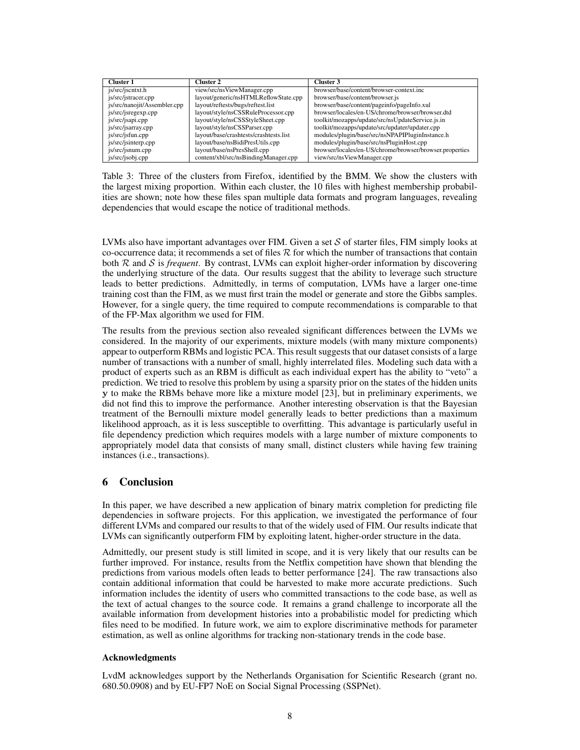| Cluster 1 | Cluster 2 | Cluster 3 |
| --- | --- | --- |
| js/src/jscntxt.h | view/src/nsViewManager.cpp | browser/base/content/browser-context.inc |
| js/src/jstracer.cpp | layout/generic/nsHTMLReflowState.cpp | browser/base/content/browser.js |
| js/src/nanojit/Assembler.cpp | layout/reftests/bugs/reftest.list | browser/base/content/pageinfo/pageInfo.xul |
| js/src/jsregexp.cpp | layout/style/nsCSSRuleProcessor.cpp | browser/locales/en-US/chrome/browser/browser.dtd |
| js/src/jsapi.cpp | layout/style/nsCSSStyleSheet.cpp | toolkit/mozapps/update/src/nsUpdateService.js.in |
| js/src/jsarray.cpp | layout/style/nsCSSParser.cpp | toolkit/mozapps/update/src/updater/updater.cpp |
| js/src/jsfun.cpp | layout/base/crashtests/crashtests.list | modules/plugin/base/src/nsNPAPIPluginInstance.h |
| js/src/jsinterp.cpp | layout/base/nsBidiPresUtils.cpp | modules/plugin/base/src/nsPluginHost.cpp |
| js/src/jsnum.cpp | layout/base/nsPresShell.cpp | browser/locales/en-US/chrome/browser/browser.properties |
| js/src/jsobj.cpp | content/xbl/src/nsBindingManager.cpp | view/src/nsViewManager.cpp |

Table 3: Three of the clusters from Firefox, identified by the BMM. We show the clusters with the largest mixing proportion. Within each cluster, the 10 files with highest membership probabilities are shown; note how these files span multiple data formats and program languages, revealing dependencies that would escape the notice of traditional methods.

LVMs also have important advantages over FIM. Given a set $\mathcal{S}$ of starter files, FIM simply looks at co-occurrence data; it recommends a set of files $\mathcal{R}$ for which the number of transactions that contain both $\mathcal{R}$ and $\mathcal{S}$ is *frequent*. By contrast, LVMs can exploit higher-order information by discovering the underlying structure of the data. Our results suggest that the ability to leverage such structure leads to better predictions. Admittedly, in terms of computation, LVMs have a larger one-time training cost than the FIM, as we must first train the model or generate and store the Gibbs samples. However, for a single query, the time required to compute recommendations is comparable to that of the FP-Max algorithm we used for FIM.

The results from the previous section also revealed significant differences between the LVMs we considered. In the majority of our experiments, mixture models (with many mixture components) appear to outperform RBMs and logistic PCA. This result suggests that our dataset consists of a large number of transactions with a number of small, highly interrelated files. Modeling such data with a product of experts such as an RBM is difficult as each individual expert has the ability to "veto" a prediction. We tried to resolve this problem by using a sparsity prior on the states of the hidden units $\mathbf{y}$ to make the RBMs behave more like a mixture model [23], but in preliminary experiments, we did not find this to improve the performance. Another interesting observation is that the Bayesian treatment of the Bernoulli mixture model generally leads to better predictions than a maximum likelihood approach, as it is less susceptible to overfitting. This advantage is particularly useful in file dependency prediction which requires models with a large number of mixture components to appropriately model data that consists of many small, distinct clusters while having few training instances (i.e., transactions).

## 6 Conclusion

In this paper, we have described a new application of binary matrix completion for predicting file dependencies in software projects. For this application, we investigated the performance of four different LVMs and compared our results to that of the widely used of FIM. Our results indicate that LVMs can significantly outperform FIM by exploiting latent, higher-order structure in the data.

Admittedly, our present study is still limited in scope, and it is very likely that our results can be further improved. For instance, results from the Netflix competition have shown that blending the predictions from various models often leads to better performance [24]. The raw transactions also contain additional information that could be harvested to make more accurate predictions. Such information includes the identity of users who committed transactions to the code base, as well as the text of actual changes to the source code. It remains a grand challenge to incorporate all the available information from development histories into a probabilistic model for predicting which files need to be modified. In future work, we aim to explore discriminative methods for parameter estimation, as well as online algorithms for tracking non-stationary trends in the code base.

### Acknowledgments

LvdM acknowledges support by the Netherlands Organisation for Scientific Research (grant no. 680.50.0908) and by EU-FP7 NoE on Social Signal Processing (SSPNet).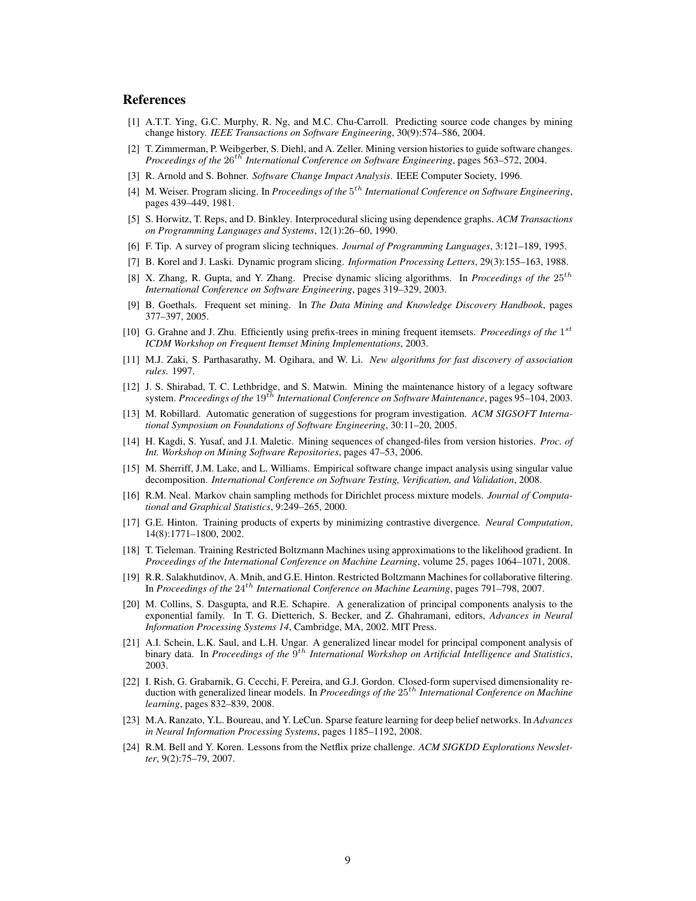## References

[1] A.T.T. Ying, G.C. Murphy, R. Ng, and M.C. Chu-Carroll. Predicting source code changes by mining change history. *IEEE Transactions on Software Engineering*, 30(9):574–586, 2004.

[2] T. Zimmerman, P. Weibgerber, S. Diehl, and A. Zeller. Mining version histories to guide software changes. *Proceedings of the $26^{th}$ International Conference on Software Engineering*, pages 563–572, 2004.

[3] R. Arnold and S. Bohner. *Software Change Impact Analysis*. IEEE Computer Society, 1996.

[4] M. Weiser. Program slicing. In *Proceedings of the $5^{th}$ International Conference on Software Engineering*, pages 439–449, 1981.

[5] S. Horwitz, T. Reps, and D. Binkley. Interprocedural slicing using dependence graphs. *ACM Transactions on Programming Languages and Systems*, 12(1):26–60, 1990.

[6] F. Tip. A survey of program slicing techniques. *Journal of Programming Languages*, 3:121–189, 1995.

[7] B. Korel and J. Laski. Dynamic program slicing. *Information Processing Letters*, 29(3):155–163, 1988.

[8] X. Zhang, R. Gupta, and Y. Zhang. Precise dynamic slicing algorithms. In *Proceedings of the $25^{th}$ International Conference on Software Engineering*, pages 319–329, 2003.

[9] B. Goethals. Frequent set mining. In *The Data Mining and Knowledge Discovery Handbook*, pages 377–397, 2005.

[10] G. Grahne and J. Zhu. Efficiently using prefix-trees in mining frequent itemsets. *Proceedings of the $1^{st}$ ICDM Workshop on Frequent Itemset Mining Implementations*, 2003.

[11] M.J. Zaki, S. Parthasarathy, M. Ogihara, and W. Li. *New algorithms for fast discovery of association rules*. 1997.

[12] J. S. Shirabad, T. C. Lethbridge, and S. Matwin. Mining the maintenance history of a legacy software system. *Proceedings of the $19^{th}$ International Conference on Software Maintenance*, pages 95–104, 2003.

[13] M. Robillard. Automatic generation of suggestions for program investigation. *ACM SIGSOFT International Symposium on Foundations of Software Engineering*, 30:11–20, 2005.

[14] H. Kagdi, S. Yusaf, and J.I. Maletic. Mining sequences of changed-files from version histories. *Proc. of Int. Workshop on Mining Software Repositories*, pages 47–53, 2006.

[15] M. Sherriff, J.M. Lake, and L. Williams. Empirical software change impact analysis using singular value decomposition. *International Conference on Software Testing, Verification, and Validation*, 2008.

[16] R.M. Neal. Markov chain sampling methods for Dirichlet process mixture models. *Journal of Computational and Graphical Statistics*, 9:249–265, 2000.

[17] G.E. Hinton. Training products of experts by minimizing contrastive divergence. *Neural Computation*, 14(8):1771–1800, 2002.

[18] T. Tieleman. Training Restricted Boltzmann Machines using approximations to the likelihood gradient. In *Proceedings of the International Conference on Machine Learning*, volume 25, pages 1064–1071, 2008.

[19] R.R. Salakhutdinov, A. Mnih, and G.E. Hinton. Restricted Boltzmann Machines for collaborative filtering. In *Proceedings of the $24^{th}$ International Conference on Machine Learning*, pages 791–798, 2007.

[20] M. Collins, S. Dasgupta, and R.E. Schapire. A generalization of principal components analysis to the exponential family. In T. G. Dietterich, S. Becker, and Z. Ghahramani, editors, *Advances in Neural Information Processing Systems 14*, Cambridge, MA, 2002. MIT Press.

[21] A.I. Schein, L.K. Saul, and L.H. Ungar. A generalized linear model for principal component analysis of binary data. In *Proceedings of the $9^{th}$ International Workshop on Artificial Intelligence and Statistics*, 2003.

[22] I. Rish, G. Grabarnik, G. Cecchi, F. Pereira, and G.J. Gordon. Closed-form supervised dimensionality reduction with generalized linear models. In *Proceedings of the $25^{th}$ International Conference on Machine learning*, pages 832–839, 2008.

[23] M.A. Ranzato, Y.L. Boureau, and Y. LeCun. Sparse feature learning for deep belief networks. In *Advances in Neural Information Processing Systems*, pages 1185–1192, 2008.

[24] R.M. Bell and Y. Koren. Lessons from the Netflix prize challenge. *ACM SIGKDD Explorations Newsletter*, 9(2):75–79, 2007.